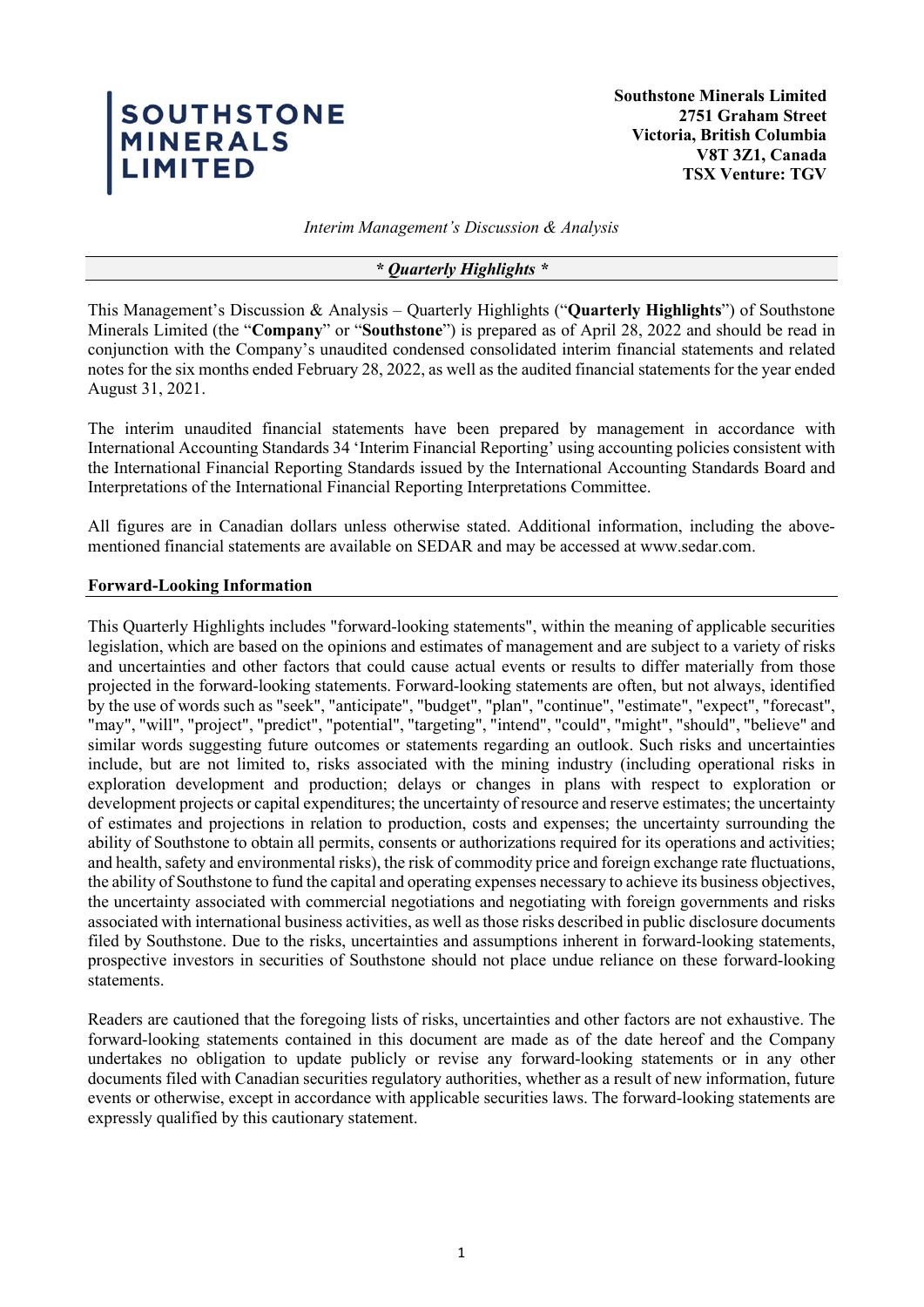**SOUTHSTONE MINERALS LIMITED**

**Southstone Minerals Limited**
**2751 Graham Street**
**Victoria, British Columbia**
**V8T 3Z1, Canada**
**TSX Venture: TGV**

*Interim Management's Discussion & Analysis*

***\* Quarterly Highlights \****

This Management's Discussion & Analysis – Quarterly Highlights ("**Quarterly Highlights**") of Southstone Minerals Limited (the "**Company**" or "**Southstone**") is prepared as of April 28, 2022 and should be read in conjunction with the Company's unaudited condensed consolidated interim financial statements and related notes for the six months ended February 28, 2022, as well as the audited financial statements for the year ended August 31, 2021.

The interim unaudited financial statements have been prepared by management in accordance with International Accounting Standards 34 'Interim Financial Reporting' using accounting policies consistent with the International Financial Reporting Standards issued by the International Accounting Standards Board and Interpretations of the International Financial Reporting Interpretations Committee.

All figures are in Canadian dollars unless otherwise stated. Additional information, including the above-mentioned financial statements are available on SEDAR and may be accessed at www.sedar.com.

**Forward-Looking Information**

This Quarterly Highlights includes "forward-looking statements", within the meaning of applicable securities legislation, which are based on the opinions and estimates of management and are subject to a variety of risks and uncertainties and other factors that could cause actual events or results to differ materially from those projected in the forward-looking statements. Forward-looking statements are often, but not always, identified by the use of words such as "seek", "anticipate", "budget", "plan", "continue", "estimate", "expect", "forecast", "may", "will", "project", "predict", "potential", "targeting", "intend", "could", "might", "should", "believe" and similar words suggesting future outcomes or statements regarding an outlook. Such risks and uncertainties include, but are not limited to, risks associated with the mining industry (including operational risks in exploration development and production; delays or changes in plans with respect to exploration or development projects or capital expenditures; the uncertainty of resource and reserve estimates; the uncertainty of estimates and projections in relation to production, costs and expenses; the uncertainty surrounding the ability of Southstone to obtain all permits, consents or authorizations required for its operations and activities; and health, safety and environmental risks), the risk of commodity price and foreign exchange rate fluctuations, the ability of Southstone to fund the capital and operating expenses necessary to achieve its business objectives, the uncertainty associated with commercial negotiations and negotiating with foreign governments and risks associated with international business activities, as well as those risks described in public disclosure documents filed by Southstone. Due to the risks, uncertainties and assumptions inherent in forward-looking statements, prospective investors in securities of Southstone should not place undue reliance on these forward-looking statements.

Readers are cautioned that the foregoing lists of risks, uncertainties and other factors are not exhaustive. The forward-looking statements contained in this document are made as of the date hereof and the Company undertakes no obligation to update publicly or revise any forward-looking statements or in any other documents filed with Canadian securities regulatory authorities, whether as a result of new information, future events or otherwise, except in accordance with applicable securities laws. The forward-looking statements are expressly qualified by this cautionary statement.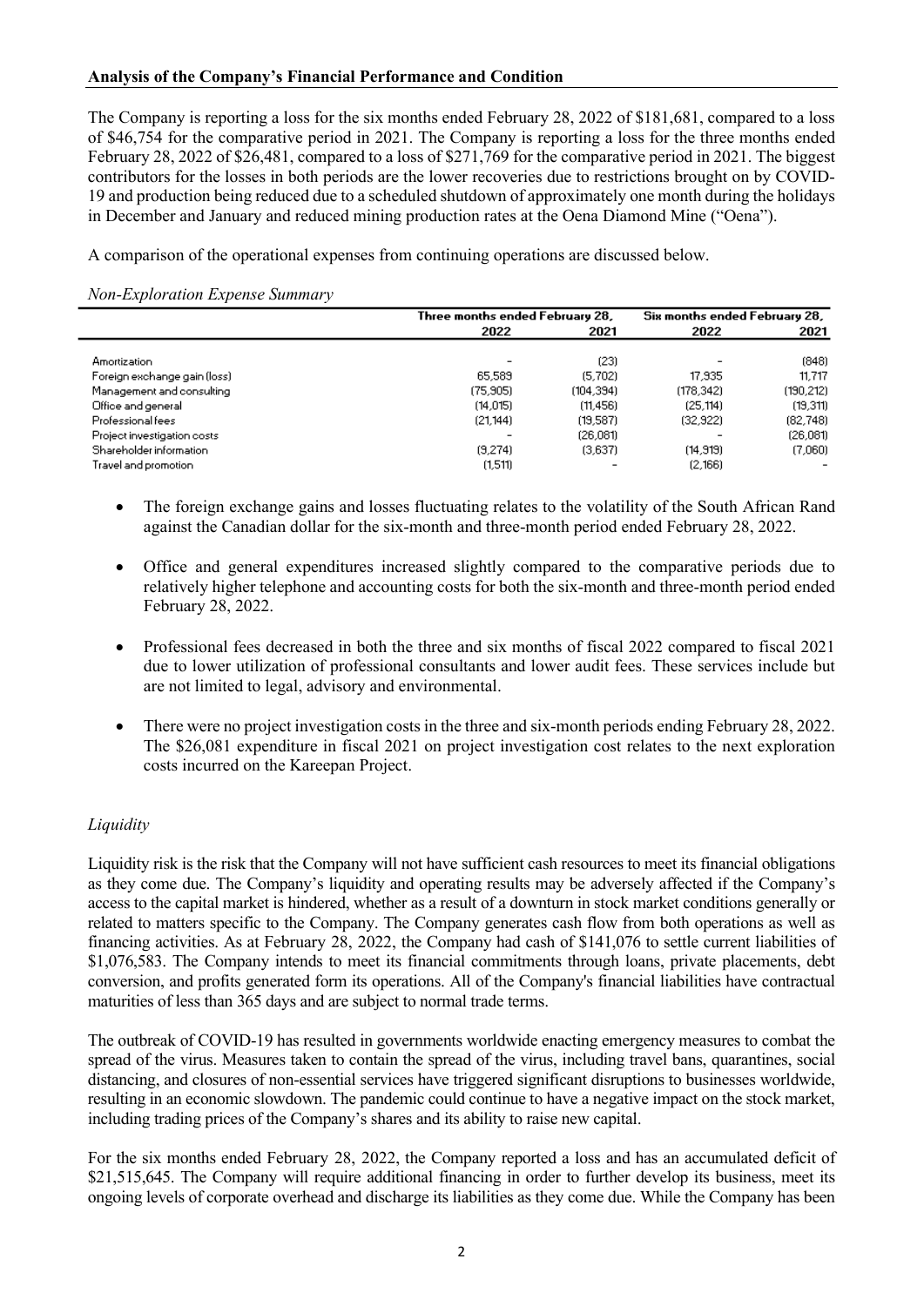**Analysis of the Company's Financial Performance and Condition**

The Company is reporting a loss for the six months ended February 28, 2022 of $181,681, compared to a loss of $46,754 for the comparative period in 2021. The Company is reporting a loss for the three months ended February 28, 2022 of $26,481, compared to a loss of $271,769 for the comparative period in 2021. The biggest contributors for the losses in both periods are the lower recoveries due to restrictions brought on by COVID-19 and production being reduced due to a scheduled shutdown of approximately one month during the holidays in December and January and reduced mining production rates at the Oena Diamond Mine ("Oena").

A comparison of the operational expenses from continuing operations are discussed below.

*Non-Exploration Expense Summary*

| | Three months ended February 28, | | Six months ended February 28, | |
|---|---|---|---|---|
| | 2022 | 2021 | 2022 | 2021 |
| Amortization | - | (23) | - | (848) |
| Foreign exchange gain (loss) | 65,589 | (5,702) | 17,935 | 11,717 |
| Management and consulting | (75,905) | (104,394) | (178,342) | (190,212) |
| Office and general | (14,015) | (11,456) | (25,114) | (19,311) |
| Professional fees | (21,144) | (19,587) | (32,922) | (82,748) |
| Project investigation costs | - | (26,081) | - | (26,081) |
| Shareholder information | (9,274) | (3,637) | (14,919) | (7,060) |
| Travel and promotion | (1,511) | - | (2,166) | - |

- The foreign exchange gains and losses fluctuating relates to the volatility of the South African Rand against the Canadian dollar for the six-month and three-month period ended February 28, 2022.
- Office and general expenditures increased slightly compared to the comparative periods due to relatively higher telephone and accounting costs for both the six-month and three-month period ended February 28, 2022.
- Professional fees decreased in both the three and six months of fiscal 2022 compared to fiscal 2021 due to lower utilization of professional consultants and lower audit fees. These services include but are not limited to legal, advisory and environmental.
- There were no project investigation costs in the three and six-month periods ending February 28, 2022. The $26,081 expenditure in fiscal 2021 on project investigation cost relates to the next exploration costs incurred on the Kareepan Project.

*Liquidity*

Liquidity risk is the risk that the Company will not have sufficient cash resources to meet its financial obligations as they come due. The Company's liquidity and operating results may be adversely affected if the Company's access to the capital market is hindered, whether as a result of a downturn in stock market conditions generally or related to matters specific to the Company. The Company generates cash flow from both operations as well as financing activities. As at February 28, 2022, the Company had cash of $141,076 to settle current liabilities of $1,076,583. The Company intends to meet its financial commitments through loans, private placements, debt conversion, and profits generated form its operations. All of the Company's financial liabilities have contractual maturities of less than 365 days and are subject to normal trade terms.

The outbreak of COVID-19 has resulted in governments worldwide enacting emergency measures to combat the spread of the virus. Measures taken to contain the spread of the virus, including travel bans, quarantines, social distancing, and closures of non-essential services have triggered significant disruptions to businesses worldwide, resulting in an economic slowdown. The pandemic could continue to have a negative impact on the stock market, including trading prices of the Company's shares and its ability to raise new capital.

For the six months ended February 28, 2022, the Company reported a loss and has an accumulated deficit of $21,515,645. The Company will require additional financing in order to further develop its business, meet its ongoing levels of corporate overhead and discharge its liabilities as they come due. While the Company has been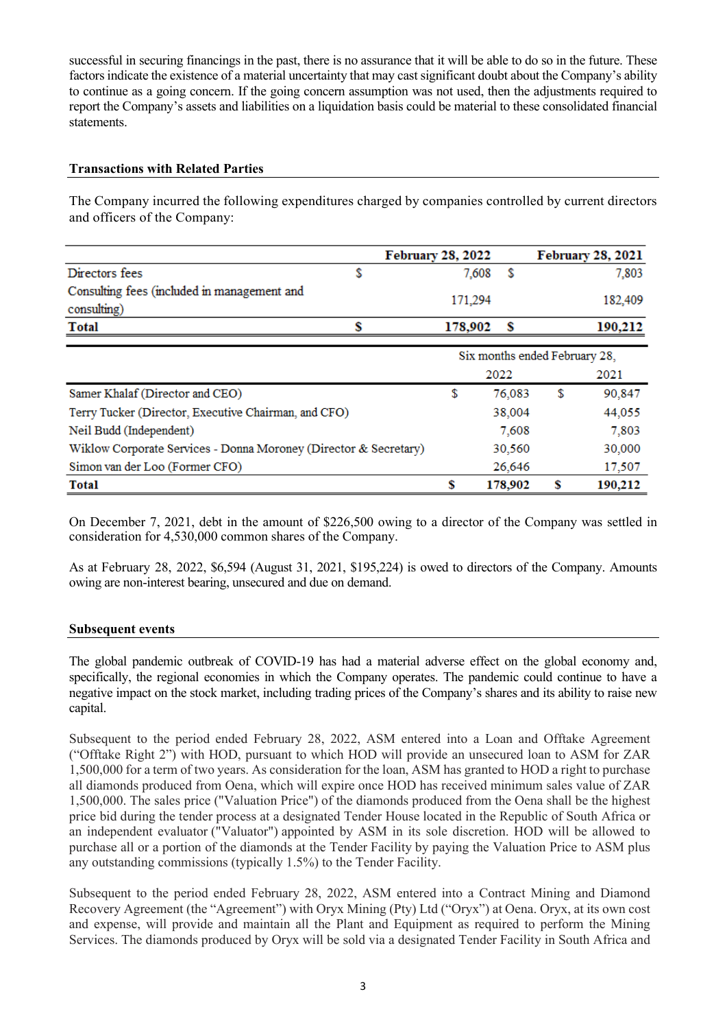successful in securing financings in the past, there is no assurance that it will be able to do so in the future. These factors indicate the existence of a material uncertainty that may cast significant doubt about the Company's ability to continue as a going concern. If the going concern assumption was not used, then the adjustments required to report the Company's assets and liabilities on a liquidation basis could be material to these consolidated financial statements.

## Transactions with Related Parties

The Company incurred the following expenditures charged by companies controlled by current directors and officers of the Company:

| | | February 28, 2022 | | February 28, 2021 |
|---|---|---|---|---|
| Directors fees | $ | 7,608 | $ | 7,803 |
| Consulting fees (included in management and consulting) | | 171,294 | | 182,409 |
| **Total** | **$** | **178,902** | **$** | **190,212** |

| | Six months ended February 28, | | | |
|---|---|---|---|---|
| | | 2022 | | 2021 |
| Samer Khalaf (Director and CEO) | $ | 76,083 | $ | 90,847 |
| Terry Tucker (Director, Executive Chairman, and CFO) | | 38,004 | | 44,055 |
| Neil Budd (Independent) | | 7,608 | | 7,803 |
| Wiklow Corporate Services - Donna Moroney (Director & Secretary) | | 30,560 | | 30,000 |
| Simon van der Loo (Former CFO) | | 26,646 | | 17,507 |
| **Total** | **$** | **178,902** | **$** | **190,212** |

On December 7, 2021, debt in the amount of $226,500 owing to a director of the Company was settled in consideration for 4,530,000 common shares of the Company.

As at February 28, 2022, $6,594 (August 31, 2021, $195,224) is owed to directors of the Company. Amounts owing are non-interest bearing, unsecured and due on demand.

## Subsequent events

The global pandemic outbreak of COVID-19 has had a material adverse effect on the global economy and, specifically, the regional economies in which the Company operates. The pandemic could continue to have a negative impact on the stock market, including trading prices of the Company's shares and its ability to raise new capital.

Subsequent to the period ended February 28, 2022, ASM entered into a Loan and Offtake Agreement ("Offtake Right 2") with HOD, pursuant to which HOD will provide an unsecured loan to ASM for ZAR 1,500,000 for a term of two years. As consideration for the loan, ASM has granted to HOD a right to purchase all diamonds produced from Oena, which will expire once HOD has received minimum sales value of ZAR 1,500,000. The sales price ("Valuation Price") of the diamonds produced from the Oena shall be the highest price bid during the tender process at a designated Tender House located in the Republic of South Africa or an independent evaluator ("Valuator") appointed by ASM in its sole discretion. HOD will be allowed to purchase all or a portion of the diamonds at the Tender Facility by paying the Valuation Price to ASM plus any outstanding commissions (typically 1.5%) to the Tender Facility.

Subsequent to the period ended February 28, 2022, ASM entered into a Contract Mining and Diamond Recovery Agreement (the "Agreement") with Oryx Mining (Pty) Ltd ("Oryx") at Oena. Oryx, at its own cost and expense, will provide and maintain all the Plant and Equipment as required to perform the Mining Services. The diamonds produced by Oryx will be sold via a designated Tender Facility in South Africa and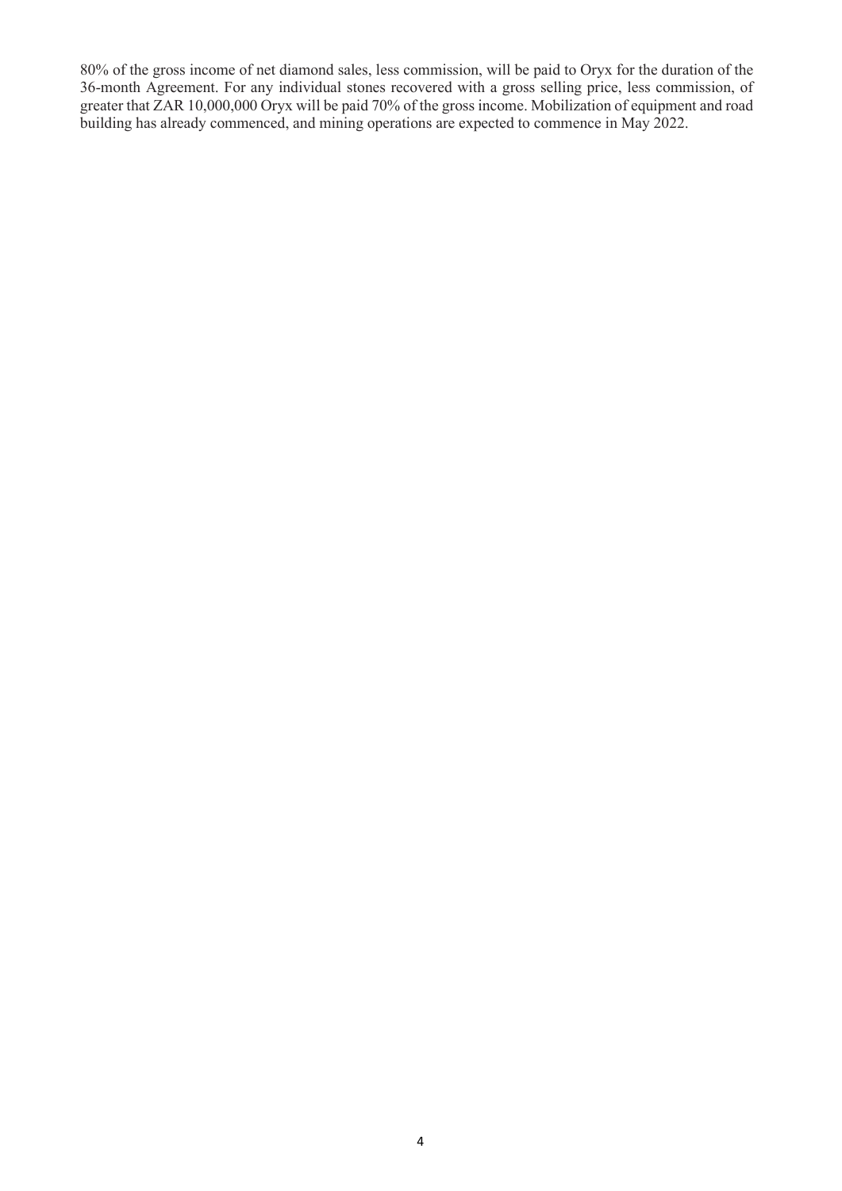80% of the gross income of net diamond sales, less commission, will be paid to Oryx for the duration of the 36-month Agreement. For any individual stones recovered with a gross selling price, less commission, of greater that ZAR 10,000,000 Oryx will be paid 70% of the gross income. Mobilization of equipment and road building has already commenced, and mining operations are expected to commence in May 2022.